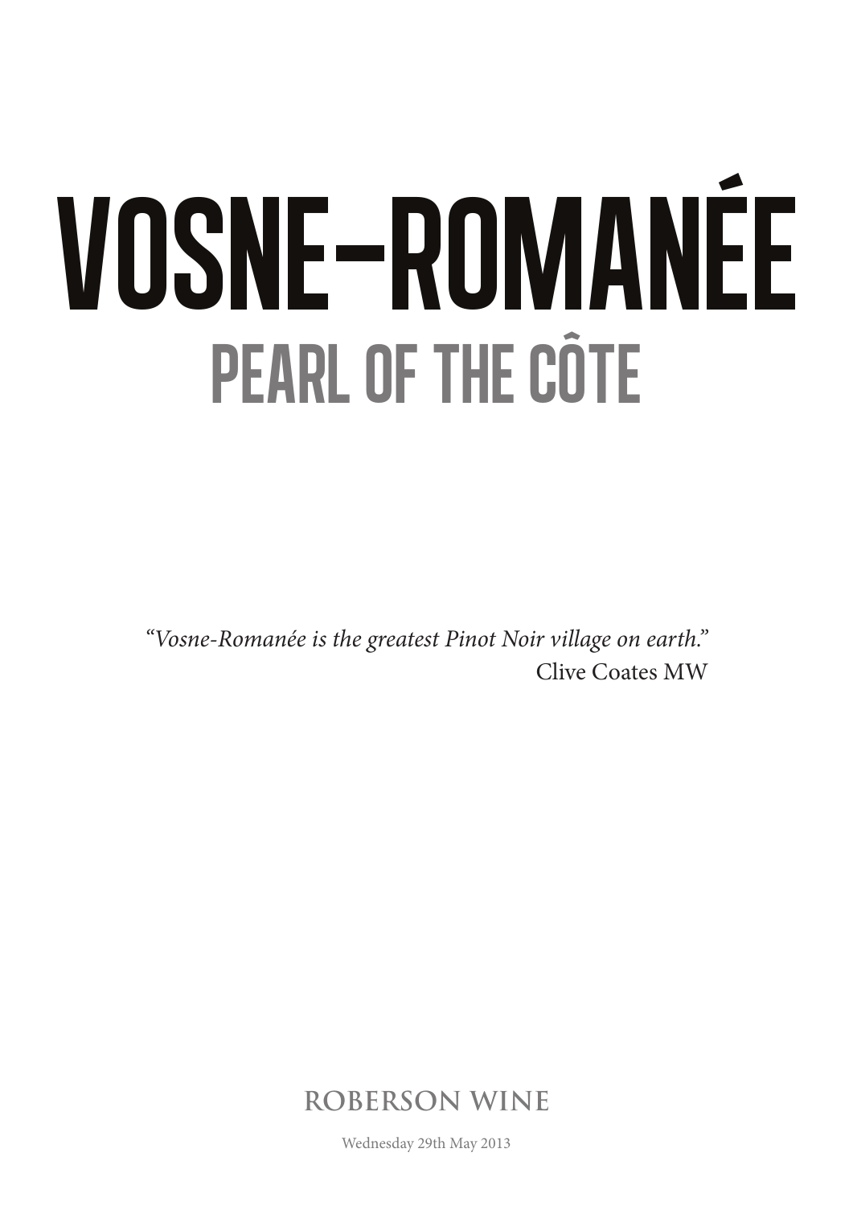# VOSNE-ROMANÉE

## PEARL OF THE CÔTE

*"Vosne-Romanée is the greatest Pinot Noir village on earth."*
Clive Coates MW

**ROBERSON WINE**

Wednesday 29th May 2013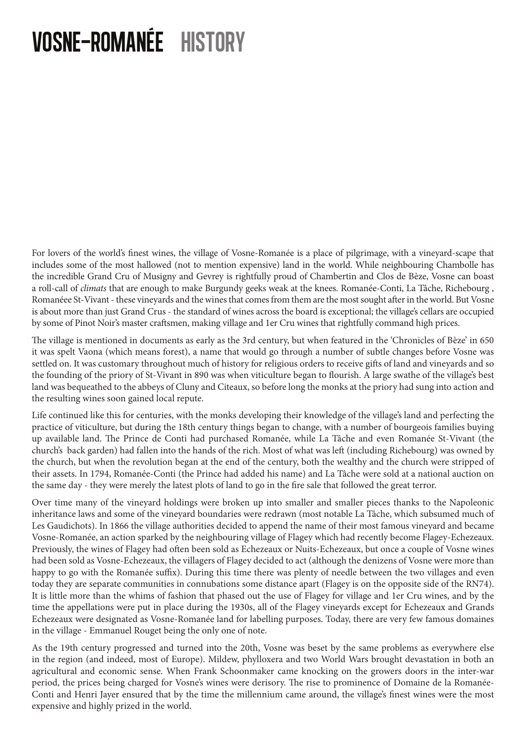# VOSNE-ROMANÉE HISTORY

For lovers of the world's finest wines, the village of Vosne-Romanée is a place of pilgrimage, with a vineyard-scape that includes some of the most hallowed (not to mention expensive) land in the world. While neighbouring Chambolle has the incredible Grand Cru of Musigny and Gevrey is rightfully proud of Chambertin and Clos de Bèze, Vosne can boast a roll-call of *climats* that are enough to make Burgundy geeks weak at the knees. Romanée-Conti, La Tâche, Richebourg , Romanéee St-Vivant - these vineyards and the wines that comes from them are the most sought after in the world. But Vosne is about more than just Grand Crus - the standard of wines across the board is exceptional; the village's cellars are occupied by some of Pinot Noir's master craftsmen, making village and 1er Cru wines that rightfully command high prices.

The village is mentioned in documents as early as the 3rd century, but when featured in the 'Chronicles of Bèze' in 650 it was spelt Vaona (which means forest), a name that would go through a number of subtle changes before Vosne was settled on. It was customary throughout much of history for religious orders to receive gifts of land and vineyards and so the founding of the priory of St-Vivant in 890 was when viticulture began to flourish. A large swathe of the village's best land was bequeathed to the abbeys of Cluny and Citeaux, so before long the monks at the priory had sung into action and the resulting wines soon gained local repute.

Life continued like this for centuries, with the monks developing their knowledge of the village's land and perfecting the practice of viticulture, but during the 18th century things began to change, with a number of bourgeois families buying up available land. The Prince de Conti had purchased Romanée, while La Tâche and even Romanée St-Vivant (the church's back garden) had fallen into the hands of the rich. Most of what was left (including Richebourg) was owned by the church, but when the revolution began at the end of the century, both the wealthy and the church were stripped of their assets. In 1794, Romanée-Conti (the Prince had added his name) and La Tâche were sold at a national auction on the same day - they were merely the latest plots of land to go in the fire sale that followed the great terror.

Over time many of the vineyard holdings were broken up into smaller and smaller pieces thanks to the Napoleonic inheritance laws and some of the vineyard boundaries were redrawn (most notable La Tâche, which subsumed much of Les Gaudichots). In 1866 the village authorities decided to append the name of their most famous vineyard and became Vosne-Romanée, an action sparked by the neighbouring village of Flagey which had recently become Flagey-Echezeaux. Previously, the wines of Flagey had often been sold as Echezeaux or Nuits-Echezeaux, but once a couple of Vosne wines had been sold as Vosne-Echezeaux, the villagers of Flagey decided to act (although the denizens of Vosne were more than happy to go with the Romanée suffix). During this time there was plenty of needle between the two villages and even today they are separate communities in connubations some distance apart (Flagey is on the opposite side of the RN74). It is little more than the whims of fashion that phased out the use of Flagey for village and 1er Cru wines, and by the time the appellations were put in place during the 1930s, all of the Flagey vineyards except for Echezeaux and Grands Echezeaux were designated as Vosne-Romanée land for labelling purposes. Today, there are very few famous domaines in the village - Emmanuel Rouget being the only one of note.

As the 19th century progressed and turned into the 20th, Vosne was beset by the same problems as everywhere else in the region (and indeed, most of Europe). Mildew, phylloxera and two World Wars brought devastation in both an agricultural and economic sense. When Frank Schoonmaker came knocking on the growers doors in the inter-war period, the prices being charged for Vosne's wines were derisory. The rise to prominence of Domaine de la Romanée-Conti and Henri Jayer ensured that by the time the millennium came around, the village's finest wines were the most expensive and highly prized in the world.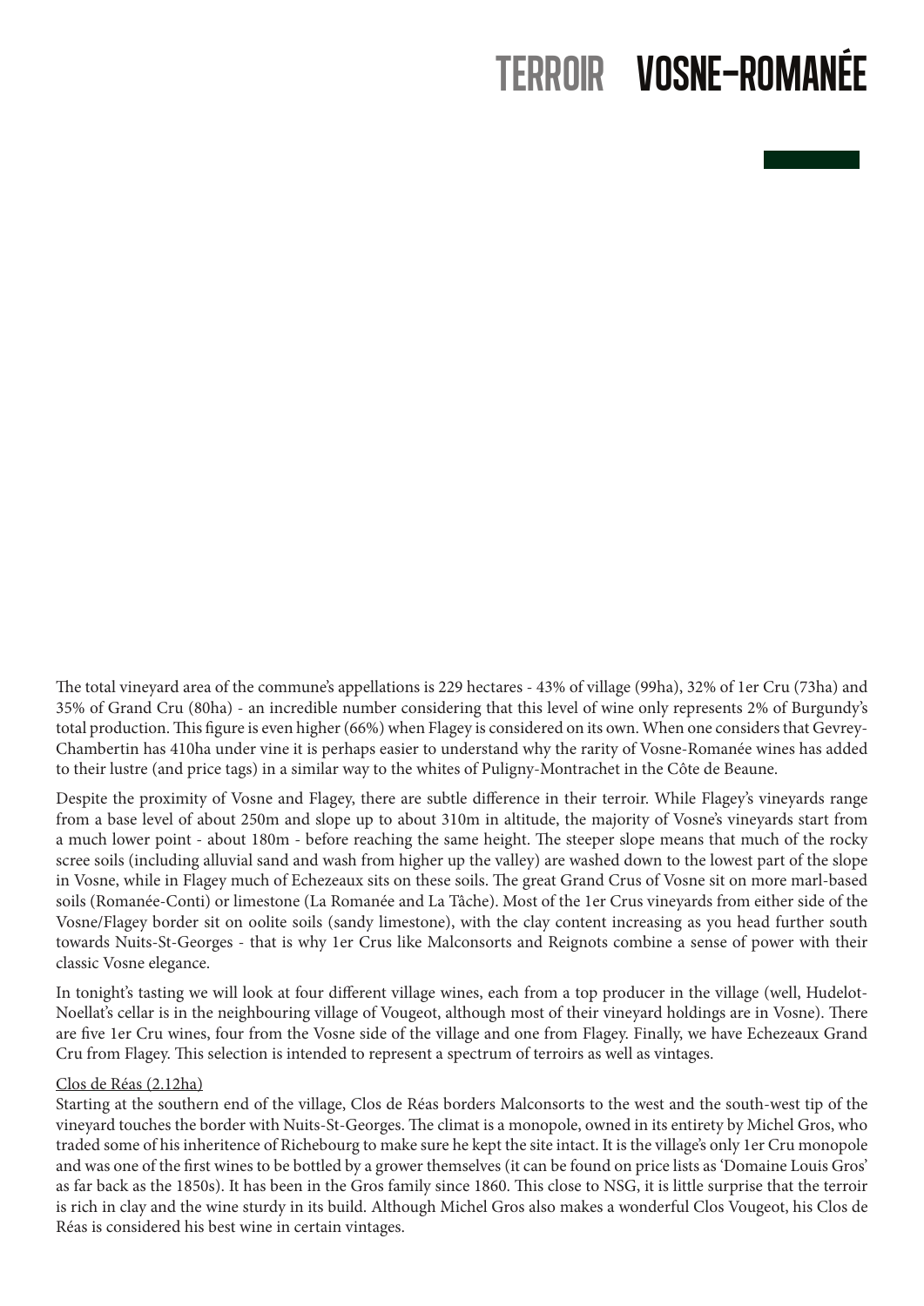# TERROIR VOSNE-ROMANÉE

The total vineyard area of the commune's appellations is 229 hectares - 43% of village (99ha), 32% of 1er Cru (73ha) and 35% of Grand Cru (80ha) - an incredible number considering that this level of wine only represents 2% of Burgundy's total production. This figure is even higher (66%) when Flagey is considered on its own. When one considers that Gevrey-Chambertin has 410ha under vine it is perhaps easier to understand why the rarity of Vosne-Romanée wines has added to their lustre (and price tags) in a similar way to the whites of Puligny-Montrachet in the Côte de Beaune.

Despite the proximity of Vosne and Flagey, there are subtle difference in their terroir. While Flagey's vineyards range from a base level of about 250m and slope up to about 310m in altitude, the majority of Vosne's vineyards start from a much lower point - about 180m - before reaching the same height. The steeper slope means that much of the rocky scree soils (including alluvial sand and wash from higher up the valley) are washed down to the lowest part of the slope in Vosne, while in Flagey much of Echezeaux sits on these soils. The great Grand Crus of Vosne sit on more marl-based soils (Romanée-Conti) or limestone (La Romanée and La Tâche). Most of the 1er Crus vineyards from either side of the Vosne/Flagey border sit on oolite soils (sandy limestone), with the clay content increasing as you head further south towards Nuits-St-Georges - that is why 1er Crus like Malconsorts and Reignots combine a sense of power with their classic Vosne elegance.

In tonight's tasting we will look at four different village wines, each from a top producer in the village (well, Hudelot-Noellat's cellar is in the neighbouring village of Vougeot, although most of their vineyard holdings are in Vosne). There are five 1er Cru wines, four from the Vosne side of the village and one from Flagey. Finally, we have Echezeaux Grand Cru from Flagey. This selection is intended to represent a spectrum of terroirs as well as vintages.

<u>Clos de Réas (2.12ha)</u>

Starting at the southern end of the village, Clos de Réas borders Malconsorts to the west and the south-west tip of the vineyard touches the border with Nuits-St-Georges. The climat is a monopole, owned in its entirety by Michel Gros, who traded some of his inheritence of Richebourg to make sure he kept the site intact. It is the village's only 1er Cru monopole and was one of the first wines to be bottled by a grower themselves (it can be found on price lists as 'Domaine Louis Gros' as far back as the 1850s). It has been in the Gros family since 1860. This close to NSG, it is little surprise that the terroir is rich in clay and the wine sturdy in its build. Although Michel Gros also makes a wonderful Clos Vougeot, his Clos de Réas is considered his best wine in certain vintages.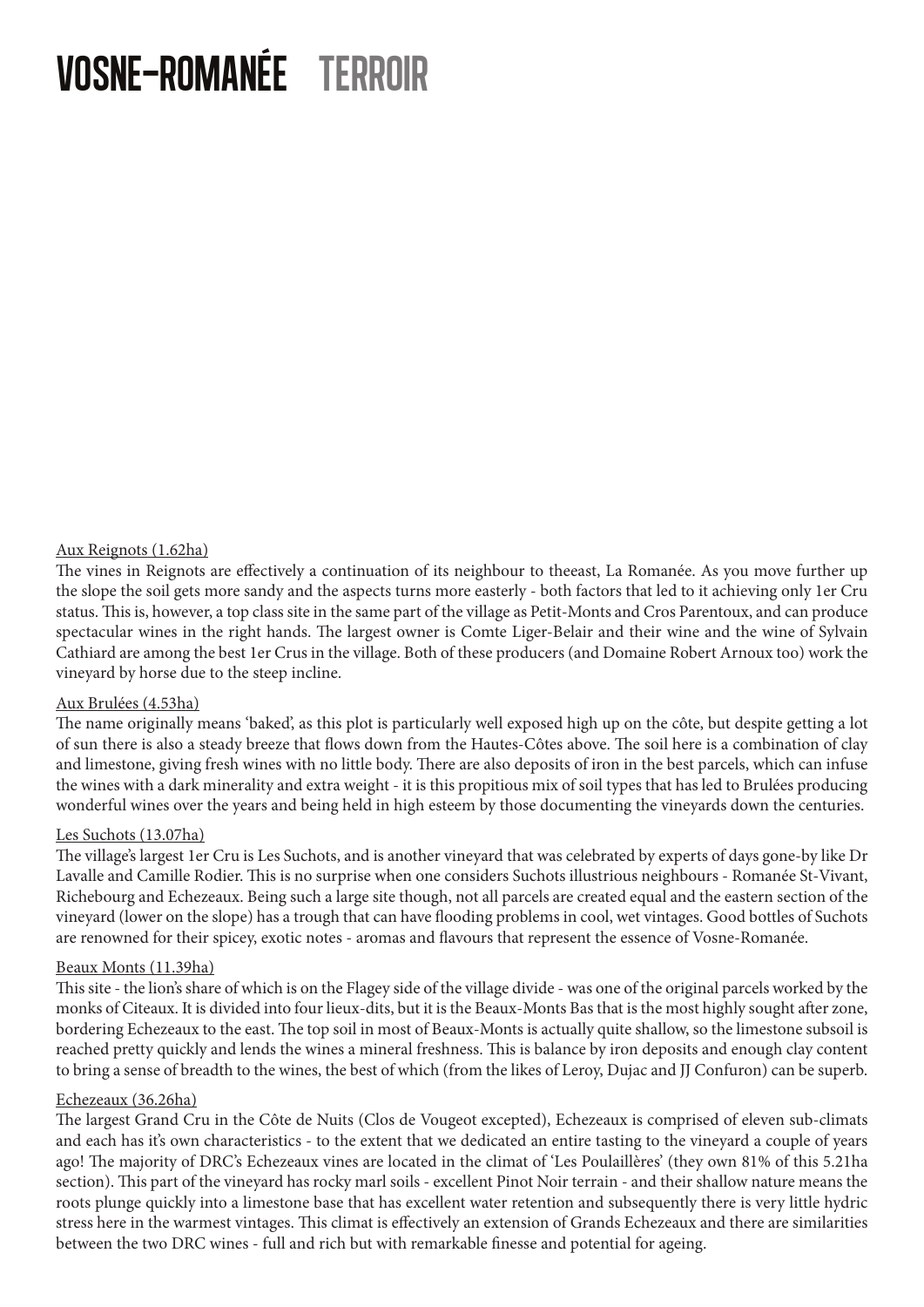# VOSNE-ROMANÉE TERROIR

Aux Reignots (1.62ha)

The vines in Reignots are effectively a continuation of its neighbour to theeast, La Romanée. As you move further up the slope the soil gets more sandy and the aspects turns more easterly - both factors that led to it achieving only 1er Cru status. This is, however, a top class site in the same part of the village as Petit-Monts and Cros Parentoux, and can produce spectacular wines in the right hands. The largest owner is Comte Liger-Belair and their wine and the wine of Sylvain Cathiard are among the best 1er Crus in the village. Both of these producers (and Domaine Robert Arnoux too) work the vineyard by horse due to the steep incline.

Aux Brulées (4.53ha)

The name originally means 'baked', as this plot is particularly well exposed high up on the côte, but despite getting a lot of sun there is also a steady breeze that flows down from the Hautes-Côtes above. The soil here is a combination of clay and limestone, giving fresh wines with no little body. There are also deposits of iron in the best parcels, which can infuse the wines with a dark minerality and extra weight - it is this propitious mix of soil types that has led to Brulées producing wonderful wines over the years and being held in high esteem by those documenting the vineyards down the centuries.

Les Suchots (13.07ha)

The village's largest 1er Cru is Les Suchots, and is another vineyard that was celebrated by experts of days gone-by like Dr Lavalle and Camille Rodier. This is no surprise when one considers Suchots illustrious neighbours - Romanée St-Vivant, Richebourg and Echezeaux. Being such a large site though, not all parcels are created equal and the eastern section of the vineyard (lower on the slope) has a trough that can have flooding problems in cool, wet vintages. Good bottles of Suchots are renowned for their spicey, exotic notes - aromas and flavours that represent the essence of Vosne-Romanée.

Beaux Monts (11.39ha)

This site - the lion's share of which is on the Flagey side of the village divide - was one of the original parcels worked by the monks of Citeaux. It is divided into four lieux-dits, but it is the Beaux-Monts Bas that is the most highly sought after zone, bordering Echezeaux to the east. The top soil in most of Beaux-Monts is actually quite shallow, so the limestone subsoil is reached pretty quickly and lends the wines a mineral freshness. This is balance by iron deposits and enough clay content to bring a sense of breadth to the wines, the best of which (from the likes of Leroy, Dujac and JJ Confuron) can be superb.

Echezeaux (36.26ha)

The largest Grand Cru in the Côte de Nuits (Clos de Vougeot excepted), Echezeaux is comprised of eleven sub-climats and each has it's own characteristics - to the extent that we dedicated an entire tasting to the vineyard a couple of years ago! The majority of DRC's Echezeaux vines are located in the climat of 'Les Poulaillères' (they own 81% of this 5.21ha section). This part of the vineyard has rocky marl soils - excellent Pinot Noir terrain - and their shallow nature means the roots plunge quickly into a limestone base that has excellent water retention and subsequently there is very little hydric stress here in the warmest vintages. This climat is effectively an extension of Grands Echezeaux and there are similarities between the two DRC wines - full and rich but with remarkable finesse and potential for ageing.